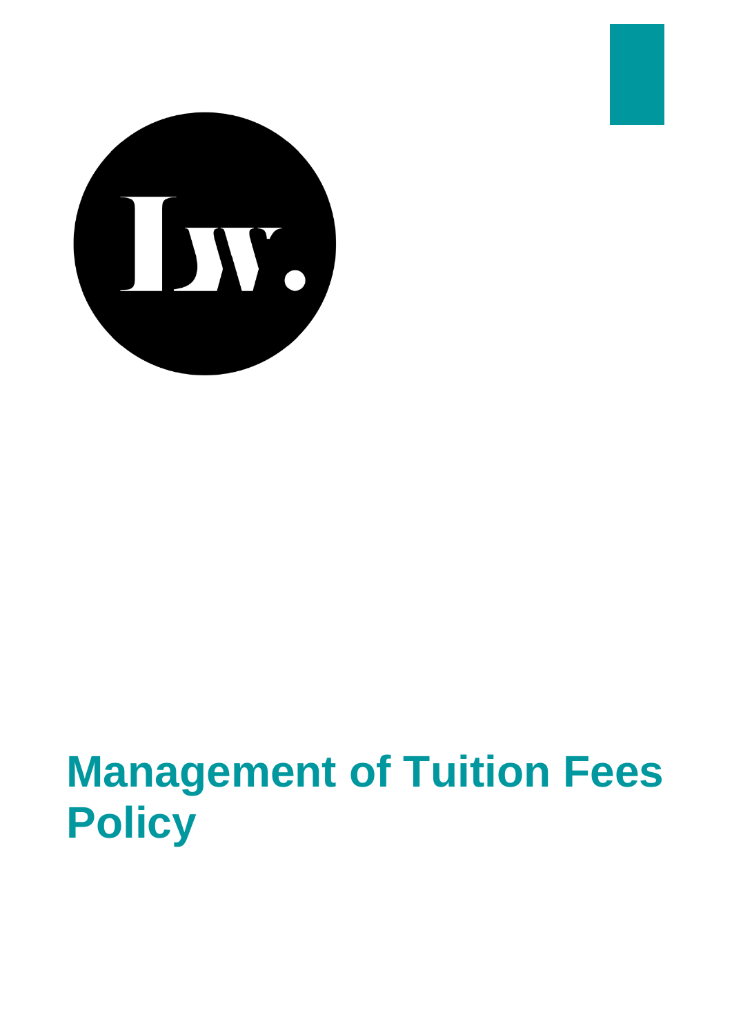# Management of Tuition Fees Policy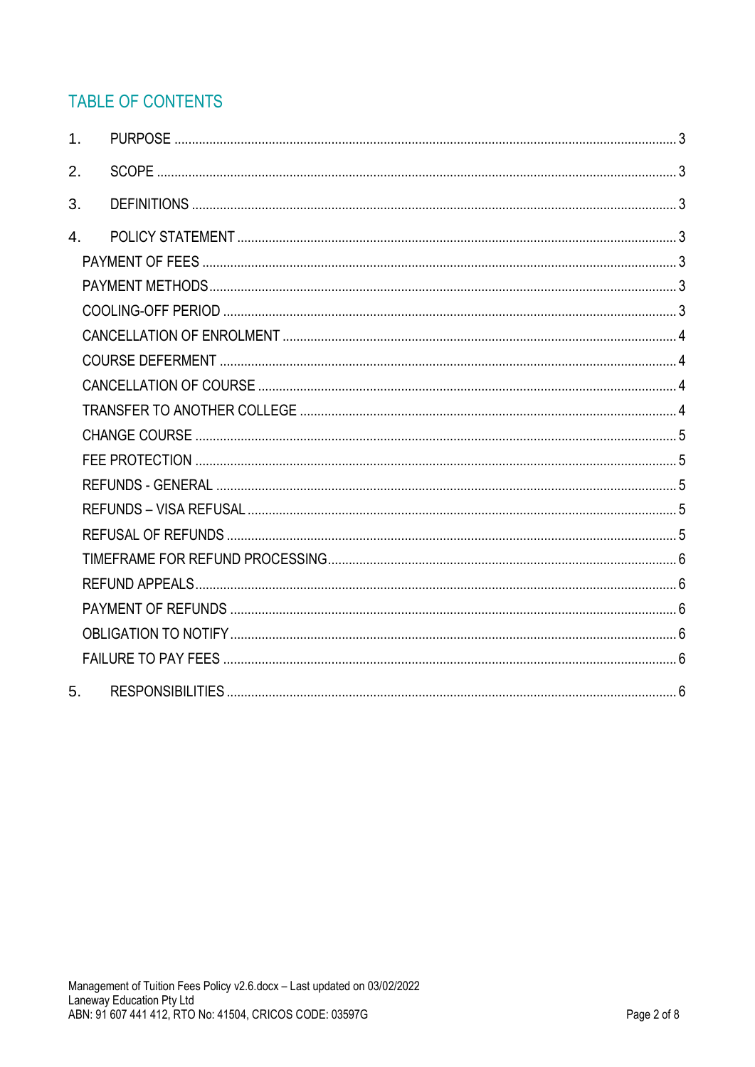## TABLE OF CONTENTS

1. PURPOSE ..... 3
2. SCOPE ..... 3
3. DEFINITIONS ..... 3
4. POLICY STATEMENT ..... 3
   - PAYMENT OF FEES ..... 3
   - PAYMENT METHODS ..... 3
   - COOLING-OFF PERIOD ..... 3
   - CANCELLATION OF ENROLMENT ..... 4
   - COURSE DEFERMENT ..... 4
   - CANCELLATION OF COURSE ..... 4
   - TRANSFER TO ANOTHER COLLEGE ..... 4
   - CHANGE COURSE ..... 5
   - FEE PROTECTION ..... 5
   - REFUNDS - GENERAL ..... 5
   - REFUNDS – VISA REFUSAL ..... 5
   - REFUSAL OF REFUNDS ..... 5
   - TIMEFRAME FOR REFUND PROCESSING ..... 6
   - REFUND APPEALS ..... 6
   - PAYMENT OF REFUNDS ..... 6
   - OBLIGATION TO NOTIFY ..... 6
   - FAILURE TO PAY FEES ..... 6
5. RESPONSIBILITIES ..... 6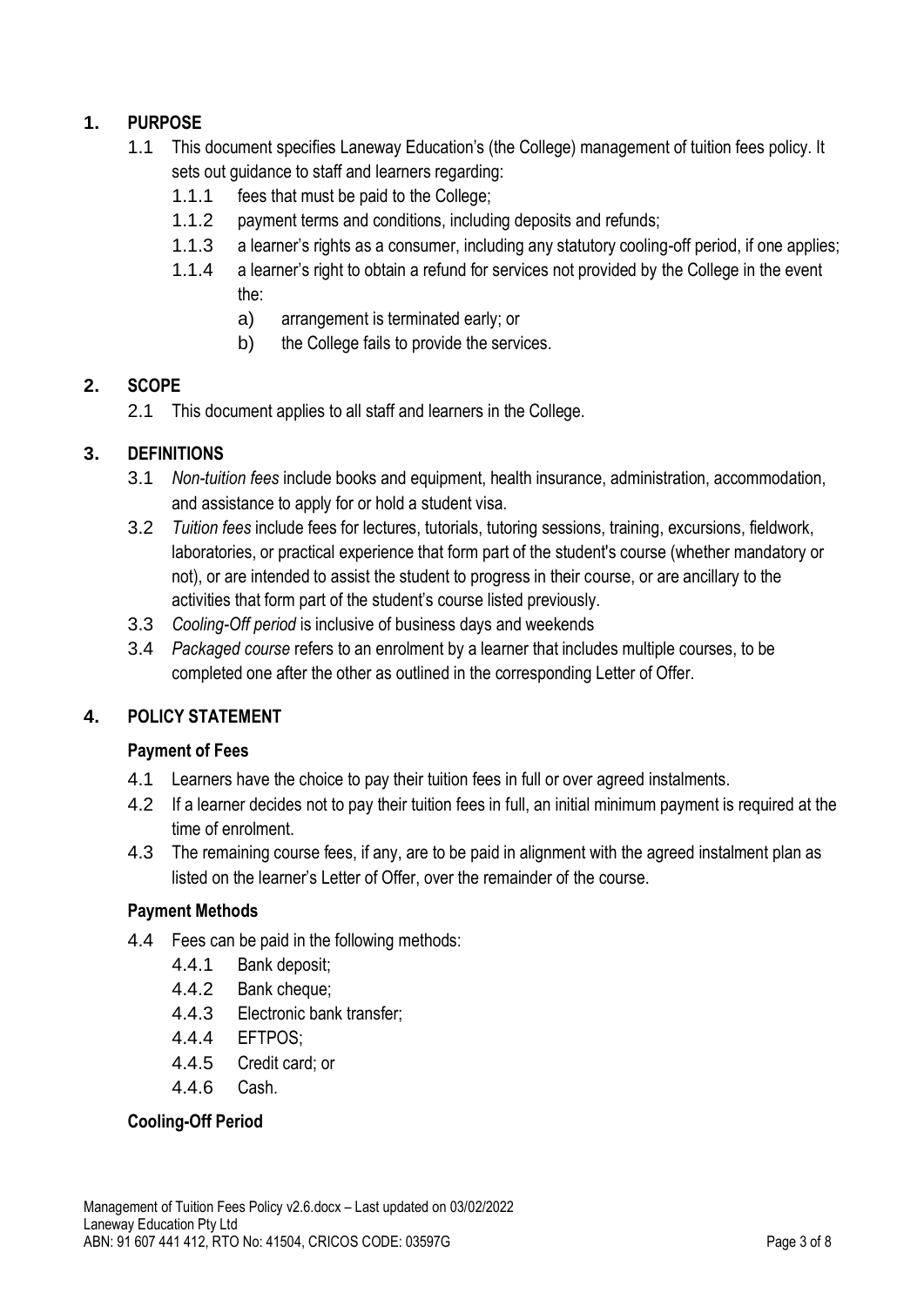## 1. PURPOSE

1.1 This document specifies Laneway Education's (the College) management of tuition fees policy. It sets out guidance to staff and learners regarding:

- 1.1.1 fees that must be paid to the College;
- 1.1.2 payment terms and conditions, including deposits and refunds;
- 1.1.3 a learner's rights as a consumer, including any statutory cooling-off period, if one applies;
- 1.1.4 a learner's right to obtain a refund for services not provided by the College in the event the:
  - a) arrangement is terminated early; or
  - b) the College fails to provide the services.

## 2. SCOPE

2.1 This document applies to all staff and learners in the College.

## 3. DEFINITIONS

3.1 *Non-tuition fees* include books and equipment, health insurance, administration, accommodation, and assistance to apply for or hold a student visa.

3.2 *Tuition fees* include fees for lectures, tutorials, tutoring sessions, training, excursions, fieldwork, laboratories, or practical experience that form part of the student's course (whether mandatory or not), or are intended to assist the student to progress in their course, or are ancillary to the activities that form part of the student's course listed previously.

3.3 *Cooling-Off period* is inclusive of business days and weekends

3.4 *Packaged course* refers to an enrolment by a learner that includes multiple courses, to be completed one after the other as outlined in the corresponding Letter of Offer.

## 4. POLICY STATEMENT

### Payment of Fees

4.1 Learners have the choice to pay their tuition fees in full or over agreed instalments.

4.2 If a learner decides not to pay their tuition fees in full, an initial minimum payment is required at the time of enrolment.

4.3 The remaining course fees, if any, are to be paid in alignment with the agreed instalment plan as listed on the learner's Letter of Offer, over the remainder of the course.

### Payment Methods

4.4 Fees can be paid in the following methods:

- 4.4.1 Bank deposit;
- 4.4.2 Bank cheque;
- 4.4.3 Electronic bank transfer;
- 4.4.4 EFTPOS;
- 4.4.5 Credit card; or
- 4.4.6 Cash.

### Cooling-Off Period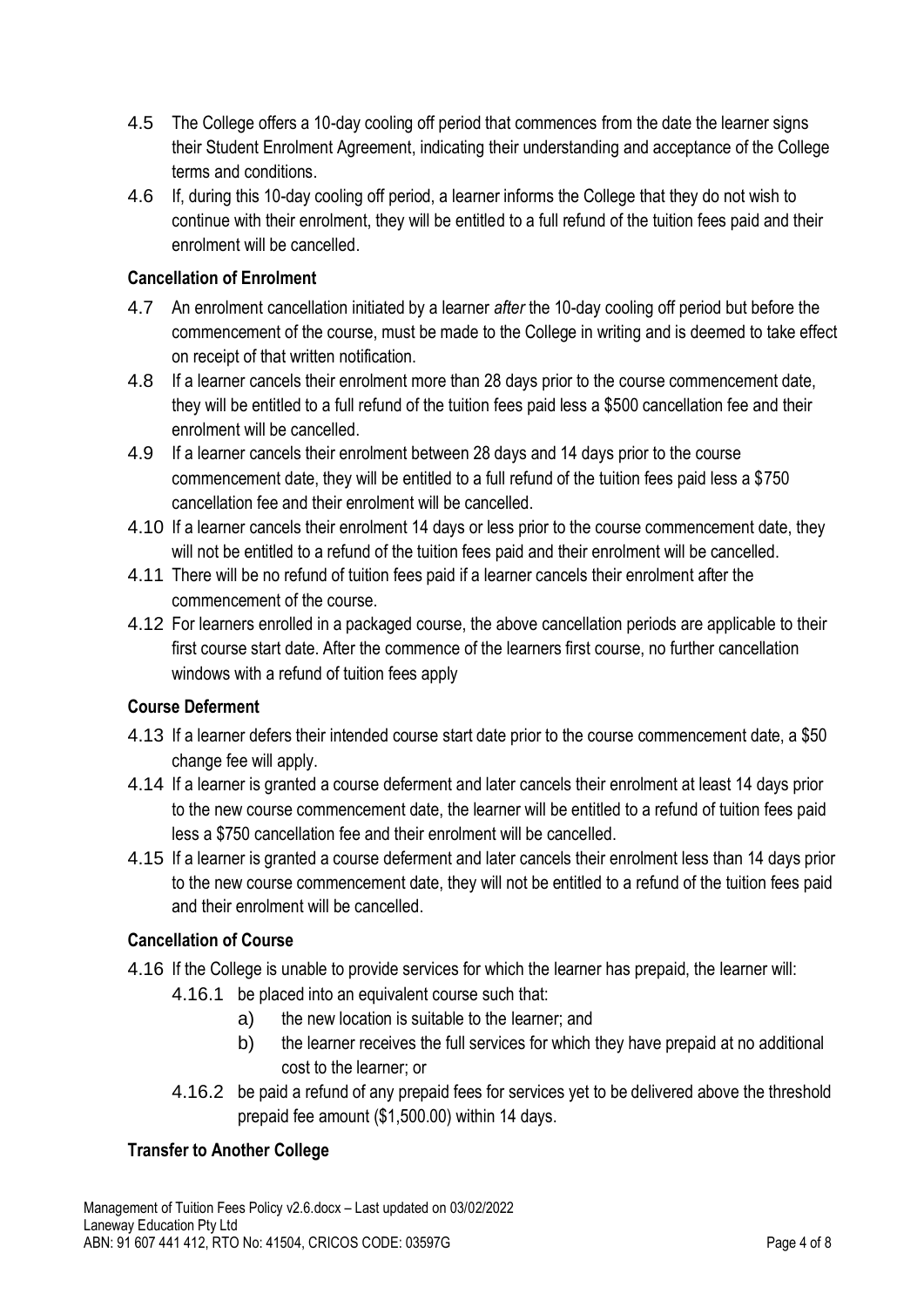4.5 The College offers a 10-day cooling off period that commences from the date the learner signs their Student Enrolment Agreement, indicating their understanding and acceptance of the College terms and conditions.

4.6 If, during this 10-day cooling off period, a learner informs the College that they do not wish to continue with their enrolment, they will be entitled to a full refund of the tuition fees paid and their enrolment will be cancelled.

**Cancellation of Enrolment**

4.7 An enrolment cancellation initiated by a learner *after* the 10-day cooling off period but before the commencement of the course, must be made to the College in writing and is deemed to take effect on receipt of that written notification.

4.8 If a learner cancels their enrolment more than 28 days prior to the course commencement date, they will be entitled to a full refund of the tuition fees paid less a $500 cancellation fee and their enrolment will be cancelled.

4.9 If a learner cancels their enrolment between 28 days and 14 days prior to the course commencement date, they will be entitled to a full refund of the tuition fees paid less a $750 cancellation fee and their enrolment will be cancelled.

4.10 If a learner cancels their enrolment 14 days or less prior to the course commencement date, they will not be entitled to a refund of the tuition fees paid and their enrolment will be cancelled.

4.11 There will be no refund of tuition fees paid if a learner cancels their enrolment after the commencement of the course.

4.12 For learners enrolled in a packaged course, the above cancellation periods are applicable to their first course start date. After the commence of the learners first course, no further cancellation windows with a refund of tuition fees apply

**Course Deferment**

4.13 If a learner defers their intended course start date prior to the course commencement date, a $50 change fee will apply.

4.14 If a learner is granted a course deferment and later cancels their enrolment at least 14 days prior to the new course commencement date, the learner will be entitled to a refund of tuition fees paid less a $750 cancellation fee and their enrolment will be cancelled.

4.15 If a learner is granted a course deferment and later cancels their enrolment less than 14 days prior to the new course commencement date, they will not be entitled to a refund of the tuition fees paid and their enrolment will be cancelled.

**Cancellation of Course**

4.16 If the College is unable to provide services for which the learner has prepaid, the learner will:

- 4.16.1 be placed into an equivalent course such that:
  - a) the new location is suitable to the learner; and
  - b) the learner receives the full services for which they have prepaid at no additional cost to the learner; or
- 4.16.2 be paid a refund of any prepaid fees for services yet to be delivered above the threshold prepaid fee amount ($1,500.00) within 14 days.

**Transfer to Another College**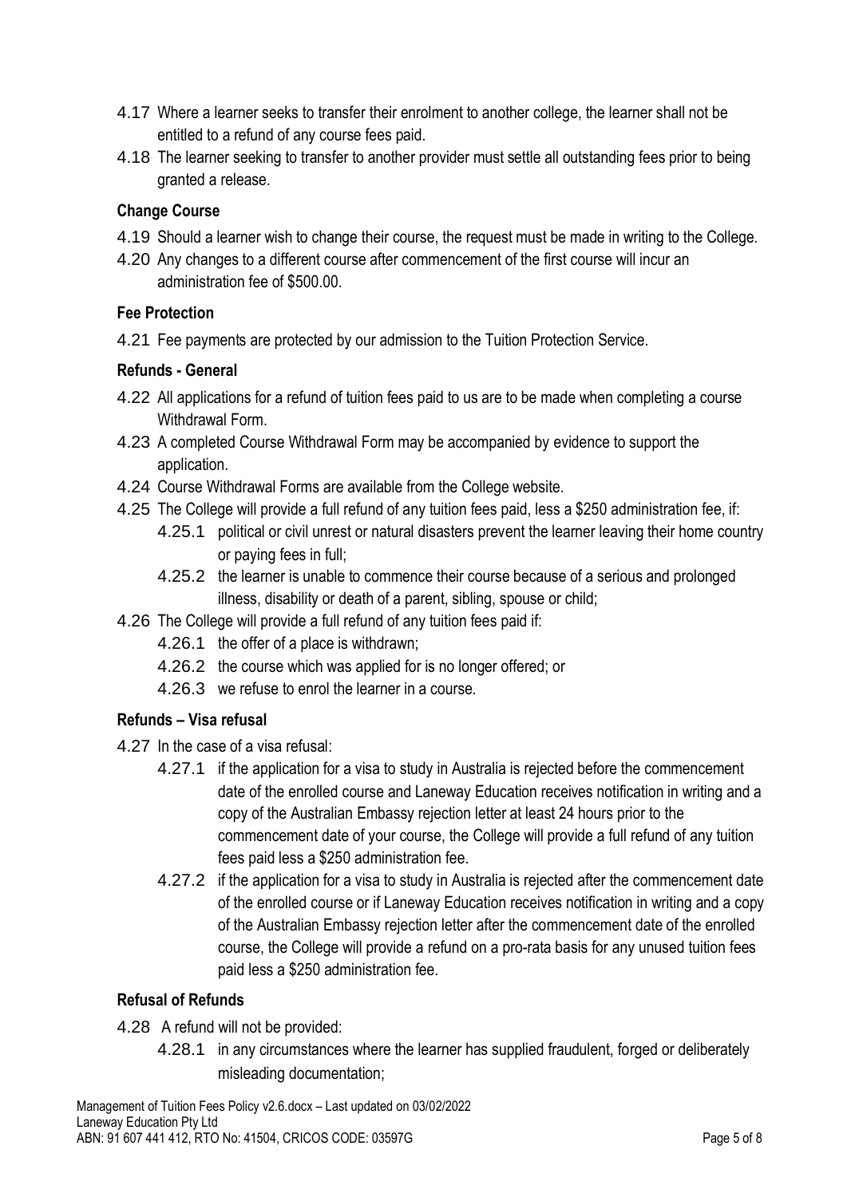4.17 Where a learner seeks to transfer their enrolment to another college, the learner shall not be entitled to a refund of any course fees paid.

4.18 The learner seeking to transfer to another provider must settle all outstanding fees prior to being granted a release.

**Change Course**

4.19 Should a learner wish to change their course, the request must be made in writing to the College.

4.20 Any changes to a different course after commencement of the first course will incur an administration fee of $500.00.

**Fee Protection**

4.21 Fee payments are protected by our admission to the Tuition Protection Service.

**Refunds - General**

4.22 All applications for a refund of tuition fees paid to us are to be made when completing a course Withdrawal Form.

4.23 A completed Course Withdrawal Form may be accompanied by evidence to support the application.

4.24 Course Withdrawal Forms are available from the College website.

4.25 The College will provide a full refund of any tuition fees paid, less a $250 administration fee, if:

- 4.25.1 political or civil unrest or natural disasters prevent the learner leaving their home country or paying fees in full;
- 4.25.2 the learner is unable to commence their course because of a serious and prolonged illness, disability or death of a parent, sibling, spouse or child;

4.26 The College will provide a full refund of any tuition fees paid if:

- 4.26.1 the offer of a place is withdrawn;
- 4.26.2 the course which was applied for is no longer offered; or
- 4.26.3 we refuse to enrol the learner in a course.

**Refunds – Visa refusal**

4.27 In the case of a visa refusal:

- 4.27.1 if the application for a visa to study in Australia is rejected before the commencement date of the enrolled course and Laneway Education receives notification in writing and a copy of the Australian Embassy rejection letter at least 24 hours prior to the commencement date of your course, the College will provide a full refund of any tuition fees paid less a $250 administration fee.
- 4.27.2 if the application for a visa to study in Australia is rejected after the commencement date of the enrolled course or if Laneway Education receives notification in writing and a copy of the Australian Embassy rejection letter after the commencement date of the enrolled course, the College will provide a refund on a pro-rata basis for any unused tuition fees paid less a $250 administration fee.

**Refusal of Refunds**

4.28 A refund will not be provided:

- 4.28.1 in any circumstances where the learner has supplied fraudulent, forged or deliberately misleading documentation;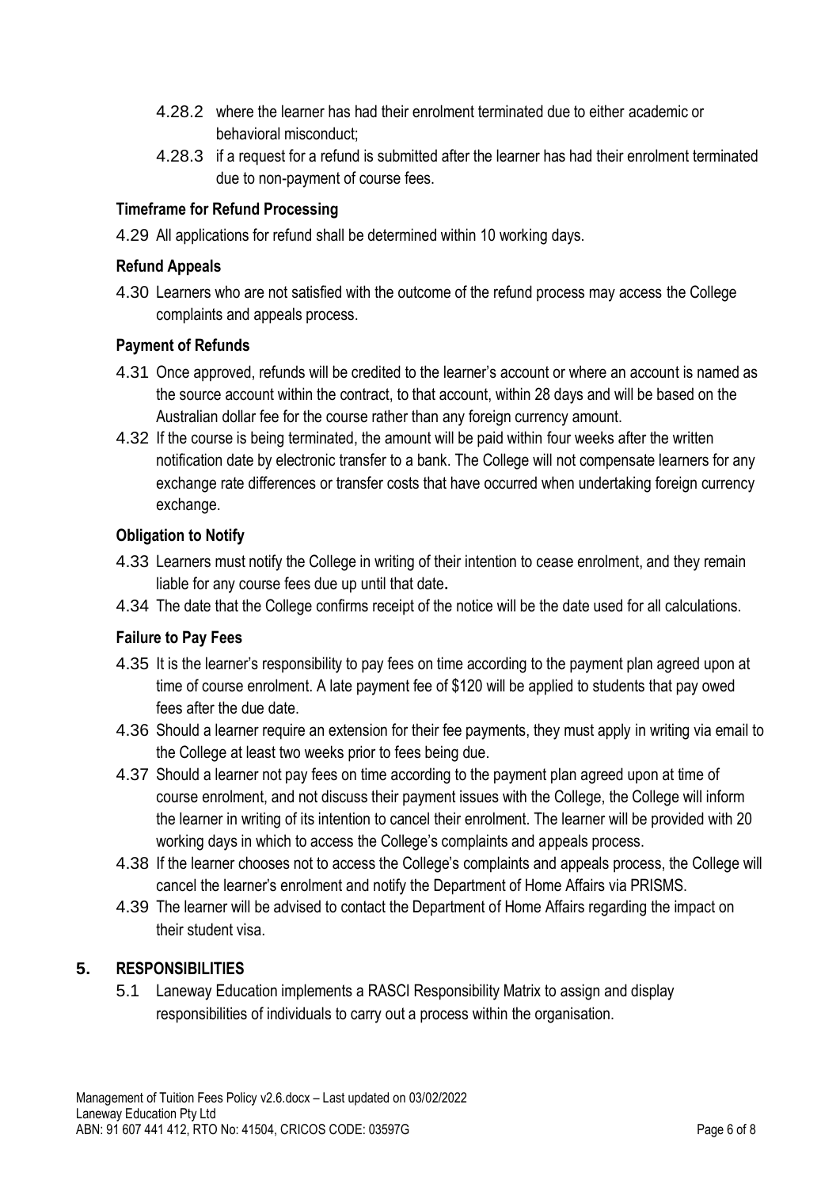4.28.2 where the learner has had their enrolment terminated due to either academic or behavioral misconduct;

4.28.3 if a request for a refund is submitted after the learner has had their enrolment terminated due to non-payment of course fees.

**Timeframe for Refund Processing**

4.29 All applications for refund shall be determined within 10 working days.

**Refund Appeals**

4.30 Learners who are not satisfied with the outcome of the refund process may access the College complaints and appeals process.

**Payment of Refunds**

4.31 Once approved, refunds will be credited to the learner's account or where an account is named as the source account within the contract, to that account, within 28 days and will be based on the Australian dollar fee for the course rather than any foreign currency amount.

4.32 If the course is being terminated, the amount will be paid within four weeks after the written notification date by electronic transfer to a bank. The College will not compensate learners for any exchange rate differences or transfer costs that have occurred when undertaking foreign currency exchange.

**Obligation to Notify**

4.33 Learners must notify the College in writing of their intention to cease enrolment, and they remain liable for any course fees due up until that date**.**

4.34 The date that the College confirms receipt of the notice will be the date used for all calculations.

**Failure to Pay Fees**

4.35 It is the learner's responsibility to pay fees on time according to the payment plan agreed upon at time of course enrolment. A late payment fee of $120 will be applied to students that pay owed fees after the due date.

4.36 Should a learner require an extension for their fee payments, they must apply in writing via email to the College at least two weeks prior to fees being due.

4.37 Should a learner not pay fees on time according to the payment plan agreed upon at time of course enrolment, and not discuss their payment issues with the College, the College will inform the learner in writing of its intention to cancel their enrolment. The learner will be provided with 20 working days in which to access the College's complaints and appeals process.

4.38 If the learner chooses not to access the College's complaints and appeals process, the College will cancel the learner's enrolment and notify the Department of Home Affairs via PRISMS.

4.39 The learner will be advised to contact the Department of Home Affairs regarding the impact on their student visa.

## 5. RESPONSIBILITIES

5.1 Laneway Education implements a RASCI Responsibility Matrix to assign and display responsibilities of individuals to carry out a process within the organisation.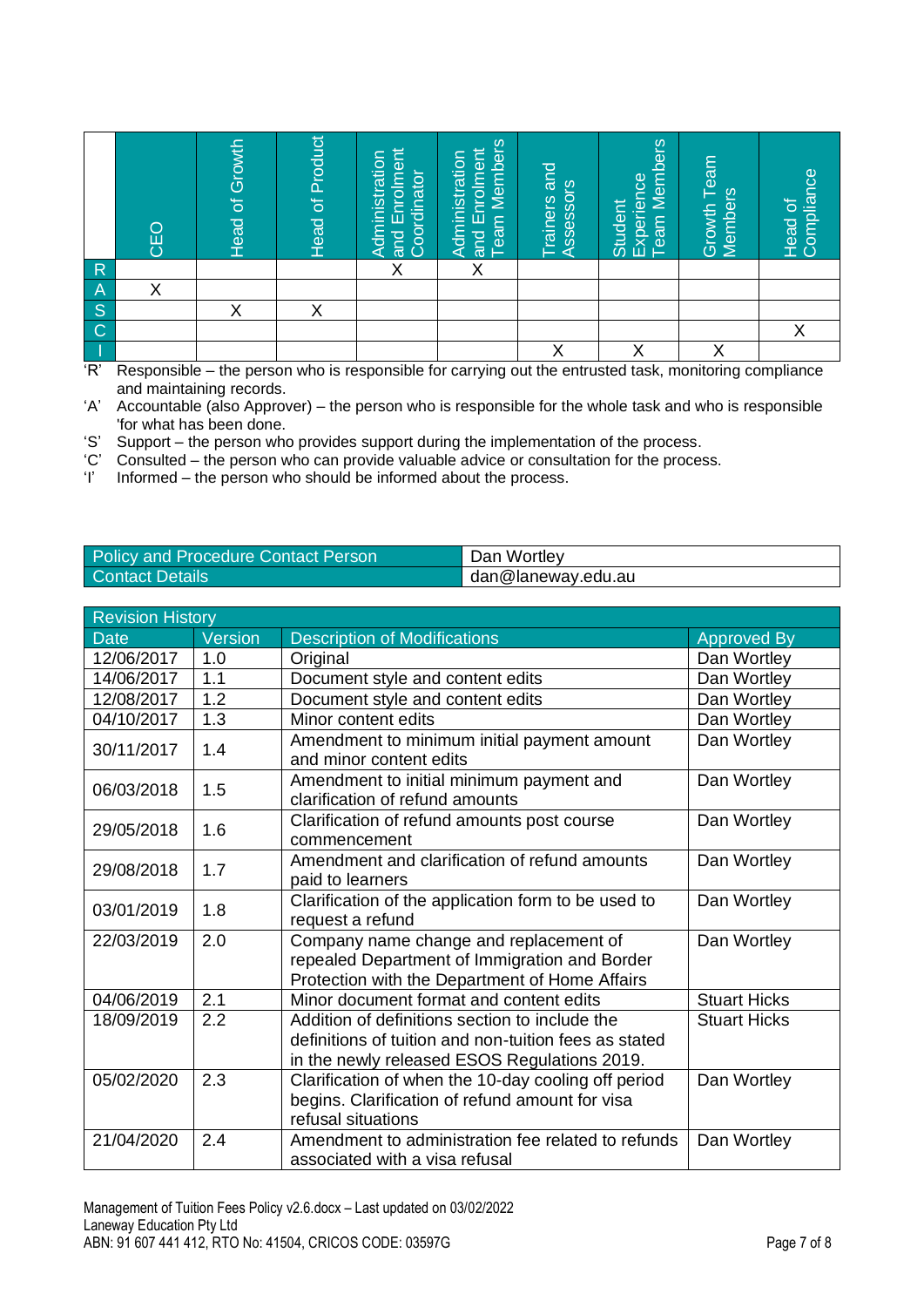| | CEO | Head of Growth | Head of Product | Administration and Enrolment Coordinator | Administration and Enrolment Team Members | Trainers and Assessors | Student Experience Team Members | Growth Team Members | Head of Compliance |
|---|---|---|---|---|---|---|---|---|---|
| R | | | | X | X | | | | |
| A | X | | | | | | | | |
| S | | X | X | | | | | | |
| C | | | | | | | | | X |
| I | | | | | | X | X | X | |

‘R’ Responsible – the person who is responsible for carrying out the entrusted task, monitoring compliance and maintaining records.

‘A’ Accountable (also Approver) – the person who is responsible for the whole task and who is responsible 'for what has been done.

‘S’ Support – the person who provides support during the implementation of the process.

‘C’ Consulted – the person who can provide valuable advice or consultation for the process.

‘I’ Informed – the person who should be informed about the process.

| Policy and Procedure Contact Person | Dan Wortley |
|---|---|
| Contact Details | dan@laneway.edu.au |

| Revision History | | | |
|---|---|---|---|
| Date | Version | Description of Modifications | Approved By |
| 12/06/2017 | 1.0 | Original | Dan Wortley |
| 14/06/2017 | 1.1 | Document style and content edits | Dan Wortley |
| 12/08/2017 | 1.2 | Document style and content edits | Dan Wortley |
| 04/10/2017 | 1.3 | Minor content edits | Dan Wortley |
| 30/11/2017 | 1.4 | Amendment to minimum initial payment amount and minor content edits | Dan Wortley |
| 06/03/2018 | 1.5 | Amendment to initial minimum payment and clarification of refund amounts | Dan Wortley |
| 29/05/2018 | 1.6 | Clarification of refund amounts post course commencement | Dan Wortley |
| 29/08/2018 | 1.7 | Amendment and clarification of refund amounts paid to learners | Dan Wortley |
| 03/01/2019 | 1.8 | Clarification of the application form to be used to request a refund | Dan Wortley |
| 22/03/2019 | 2.0 | Company name change and replacement of repealed Department of Immigration and Border Protection with the Department of Home Affairs | Dan Wortley |
| 04/06/2019 | 2.1 | Minor document format and content edits | Stuart Hicks |
| 18/09/2019 | 2.2 | Addition of definitions section to include the definitions of tuition and non-tuition fees as stated in the newly released ESOS Regulations 2019. | Stuart Hicks |
| 05/02/2020 | 2.3 | Clarification of when the 10-day cooling off period begins. Clarification of refund amount for visa refusal situations | Dan Wortley |
| 21/04/2020 | 2.4 | Amendment to administration fee related to refunds associated with a visa refusal | Dan Wortley |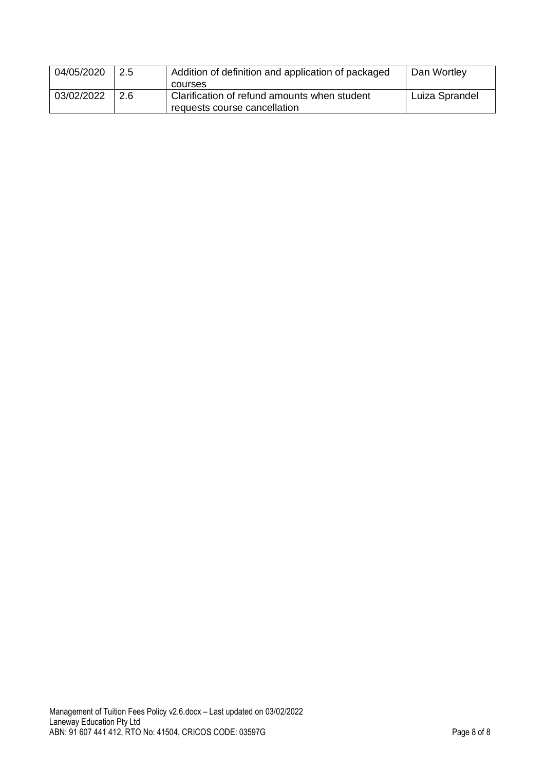| | | | |
|---|---|---|---|
| 04/05/2020 | 2.5 | Addition of definition and application of packaged courses | Dan Wortley |
| 03/02/2022 | 2.6 | Clarification of refund amounts when student requests course cancellation | Luiza Sprandel |